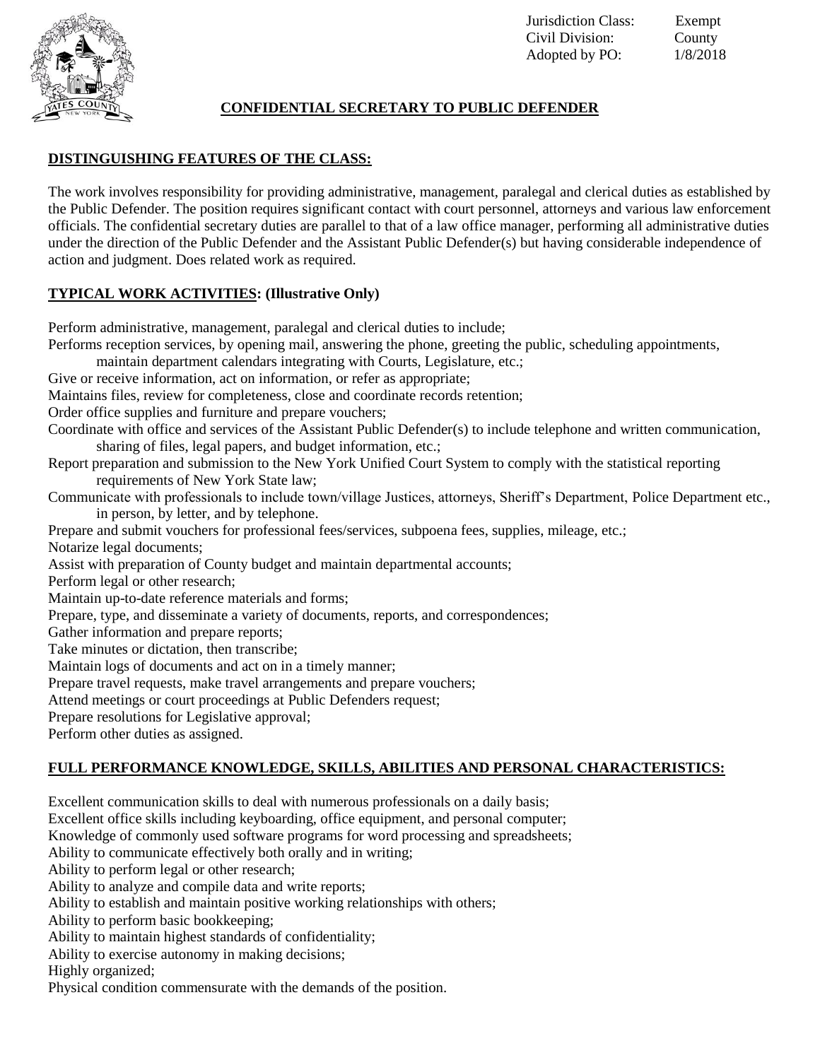Jurisdiction Class: Exempt
Civil Division: County
Adopted by PO: 1/8/2018

# CONFIDENTIAL SECRETARY TO PUBLIC DEFENDER

## DISTINGUISHING FEATURES OF THE CLASS:

The work involves responsibility for providing administrative, management, paralegal and clerical duties as established by the Public Defender. The position requires significant contact with court personnel, attorneys and various law enforcement officials. The confidential secretary duties are parallel to that of a law office manager, performing all administrative duties under the direction of the Public Defender and the Assistant Public Defender(s) but having considerable independence of action and judgment. Does related work as required.

## TYPICAL WORK ACTIVITIES: (Illustrative Only)

Perform administrative, management, paralegal and clerical duties to include;
Performs reception services, by opening mail, answering the phone, greeting the public, scheduling appointments, maintain department calendars integrating with Courts, Legislature, etc.;
Give or receive information, act on information, or refer as appropriate;
Maintains files, review for completeness, close and coordinate records retention;
Order office supplies and furniture and prepare vouchers;
Coordinate with office and services of the Assistant Public Defender(s) to include telephone and written communication, sharing of files, legal papers, and budget information, etc.;
Report preparation and submission to the New York Unified Court System to comply with the statistical reporting requirements of New York State law;
Communicate with professionals to include town/village Justices, attorneys, Sheriff's Department, Police Department etc., in person, by letter, and by telephone.
Prepare and submit vouchers for professional fees/services, subpoena fees, supplies, mileage, etc.;
Notarize legal documents;
Assist with preparation of County budget and maintain departmental accounts;
Perform legal or other research;
Maintain up-to-date reference materials and forms;
Prepare, type, and disseminate a variety of documents, reports, and correspondences;
Gather information and prepare reports;
Take minutes or dictation, then transcribe;
Maintain logs of documents and act on in a timely manner;
Prepare travel requests, make travel arrangements and prepare vouchers;
Attend meetings or court proceedings at Public Defenders request;
Prepare resolutions for Legislative approval;
Perform other duties as assigned.

## FULL PERFORMANCE KNOWLEDGE, SKILLS, ABILITIES AND PERSONAL CHARACTERISTICS:

Excellent communication skills to deal with numerous professionals on a daily basis;
Excellent office skills including keyboarding, office equipment, and personal computer;
Knowledge of commonly used software programs for word processing and spreadsheets;
Ability to communicate effectively both orally and in writing;
Ability to perform legal or other research;
Ability to analyze and compile data and write reports;
Ability to establish and maintain positive working relationships with others;
Ability to perform basic bookkeeping;
Ability to maintain highest standards of confidentiality;
Ability to exercise autonomy in making decisions;
Highly organized;
Physical condition commensurate with the demands of the position.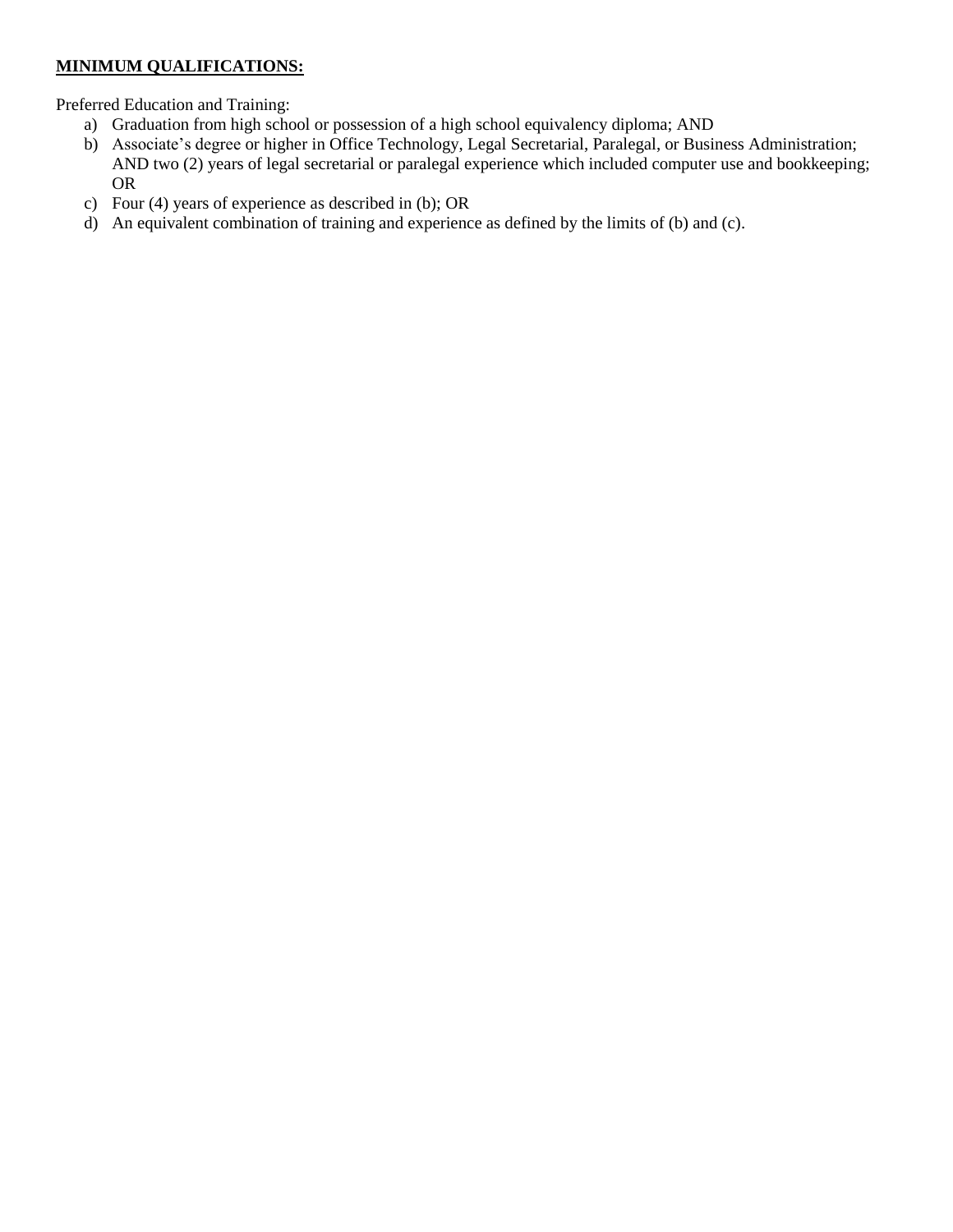**MINIMUM QUALIFICATIONS:**

Preferred Education and Training:

a) Graduation from high school or possession of a high school equivalency diploma; AND
b) Associate's degree or higher in Office Technology, Legal Secretarial, Paralegal, or Business Administration; AND two (2) years of legal secretarial or paralegal experience which included computer use and bookkeeping; OR
c) Four (4) years of experience as described in (b); OR
d) An equivalent combination of training and experience as defined by the limits of (b) and (c).